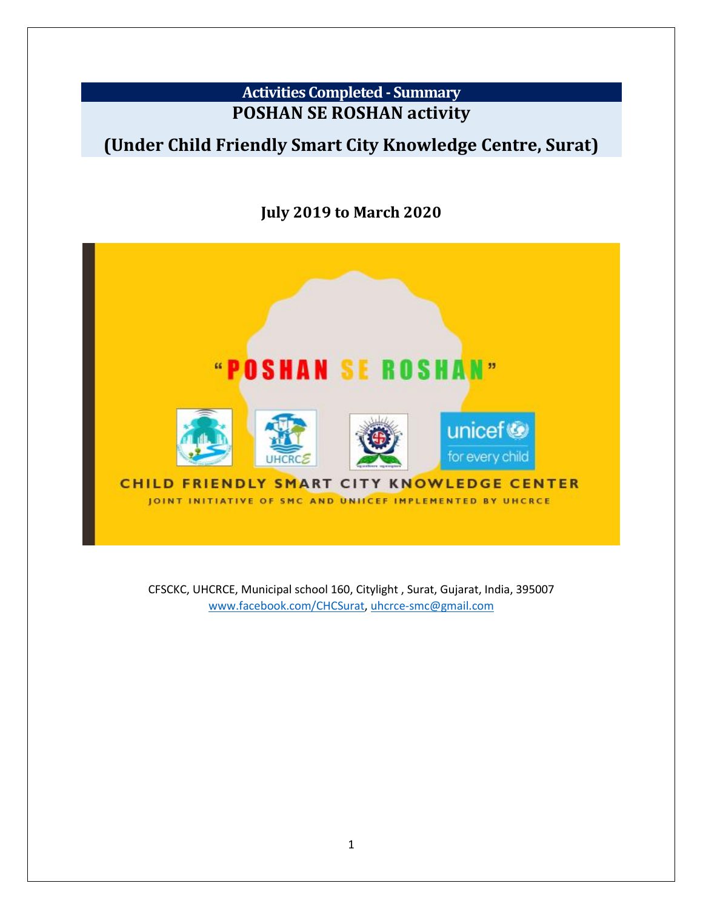# Activities Completed - Summary

## POSHAN SE ROSHAN activity

## (Under Child Friendly Smart City Knowledge Centre, Surat)

### July 2019 to March 2020

"POSHAN SE ROSHAN"

CHILD FRIENDLY SMART CITY KNOWLEDGE CENTER

JOINT INITIATIVE OF SMC AND UNIICEF IMPLEMENTED BY UHCRCE

CFSCKC, UHCRCE, Municipal school 160, Citylight , Surat, Gujarat, India, 395007
www.facebook.com/CHCSurat, uhcrce-smc@gmail.com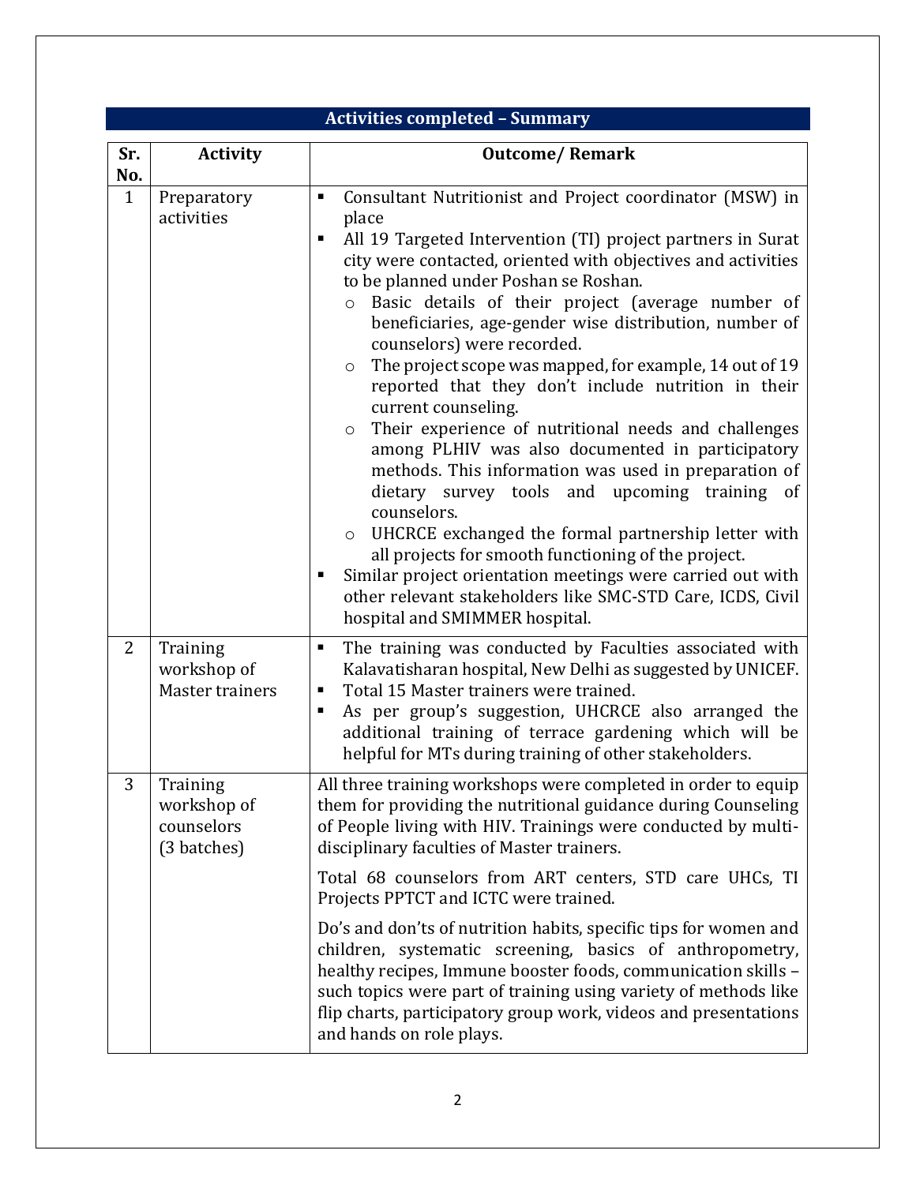## Activities completed – Summary

| Sr. No. | Activity | Outcome/ Remark |
|---|---|---|
| 1 | Preparatory activities | ▪ Consultant Nutritionist and Project coordinator (MSW) in place<br>▪ All 19 Targeted Intervention (TI) project partners in Surat city were contacted, oriented with objectives and activities to be planned under Poshan se Roshan.<br>&nbsp;&nbsp;&nbsp;&nbsp;o Basic details of their project (average number of beneficiaries, age-gender wise distribution, number of counselors) were recorded.<br>&nbsp;&nbsp;&nbsp;&nbsp;o The project scope was mapped, for example, 14 out of 19 reported that they don't include nutrition in their current counseling.<br>&nbsp;&nbsp;&nbsp;&nbsp;o Their experience of nutritional needs and challenges among PLHIV was also documented in participatory methods. This information was used in preparation of dietary survey tools and upcoming training of counselors.<br>&nbsp;&nbsp;&nbsp;&nbsp;o UHCRCE exchanged the formal partnership letter with all projects for smooth functioning of the project.<br>▪ Similar project orientation meetings were carried out with other relevant stakeholders like SMC-STD Care, ICDS, Civil hospital and SMIMMER hospital. |
| 2 | Training workshop of Master trainers | ▪ The training was conducted by Faculties associated with Kalavatisharan hospital, New Delhi as suggested by UNICEF.<br>▪ Total 15 Master trainers were trained.<br>▪ As per group's suggestion, UHCRCE also arranged the additional training of terrace gardening which will be helpful for MTs during training of other stakeholders. |
| 3 | Training workshop of counselors (3 batches) | All three training workshops were completed in order to equip them for providing the nutritional guidance during Counseling of People living with HIV. Trainings were conducted by multi-disciplinary faculties of Master trainers.<br><br>Total 68 counselors from ART centers, STD care UHCs, TI Projects PPTCT and ICTC were trained.<br><br>Do's and don'ts of nutrition habits, specific tips for women and children, systematic screening, basics of anthropometry, healthy recipes, Immune booster foods, communication skills – such topics were part of training using variety of methods like flip charts, participatory group work, videos and presentations and hands on role plays. |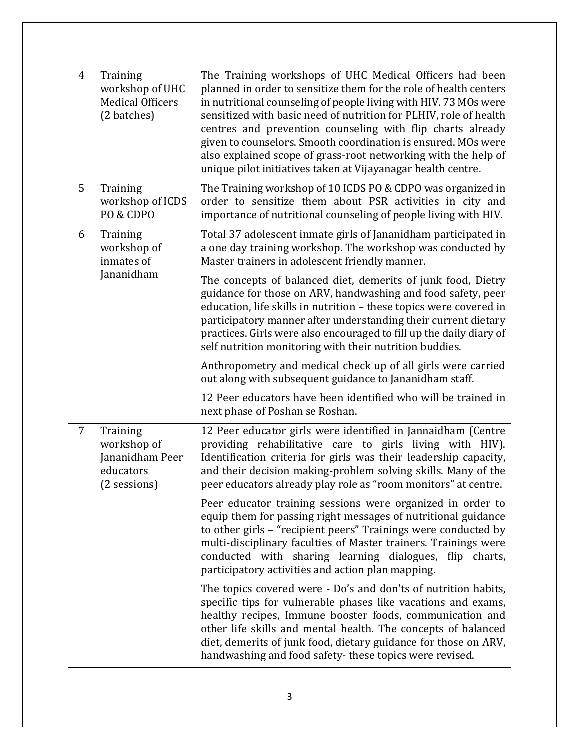| 4 | Training workshop of UHC Medical Officers (2 batches) | The Training workshops of UHC Medical Officers had been planned in order to sensitize them for the role of health centers in nutritional counseling of people living with HIV. 73 MOs were sensitized with basic need of nutrition for PLHIV, role of health centres and prevention counseling with flip charts already given to counselors. Smooth coordination is ensured. MOs were also explained scope of grass-root networking with the help of unique pilot initiatives taken at Vijayanagar health centre. |
|---|---|---|
| 5 | Training workshop of ICDS PO & CDPO | The Training workshop of 10 ICDS PO & CDPO was organized in order to sensitize them about PSR activities in city and importance of nutritional counseling of people living with HIV. |
| 6 | Training workshop of inmates of Jananidham | Total 37 adolescent inmate girls of Jananidham participated in a one day training workshop. The workshop was conducted by Master trainers in adolescent friendly manner.<br><br>The concepts of balanced diet, demerits of junk food, Dietry guidance for those on ARV, handwashing and food safety, peer education, life skills in nutrition – these topics were covered in participatory manner after understanding their current dietary practices. Girls were also encouraged to fill up the daily diary of self nutrition monitoring with their nutrition buddies.<br><br>Anthropometry and medical check up of all girls were carried out along with subsequent guidance to Jananidham staff.<br><br>12 Peer educators have been identified who will be trained in next phase of Poshan se Roshan. |
| 7 | Training workshop of Jananidham Peer educators (2 sessions) | 12 Peer educator girls were identified in Jannaidham (Centre providing rehabilitative care to girls living with HIV). Identification criteria for girls was their leadership capacity, and their decision making-problem solving skills. Many of the peer educators already play role as "room monitors" at centre.<br><br>Peer educator training sessions were organized in order to equip them for passing right messages of nutritional guidance to other girls – "recipient peers" Trainings were conducted by multi-disciplinary faculties of Master trainers. Trainings were conducted with sharing learning dialogues, flip charts, participatory activities and action plan mapping.<br><br>The topics covered were - Do's and don'ts of nutrition habits, specific tips for vulnerable phases like vacations and exams, healthy recipes, Immune booster foods, communication and other life skills and mental health. The concepts of balanced diet, demerits of junk food, dietary guidance for those on ARV, handwashing and food safety- these topics were revised. |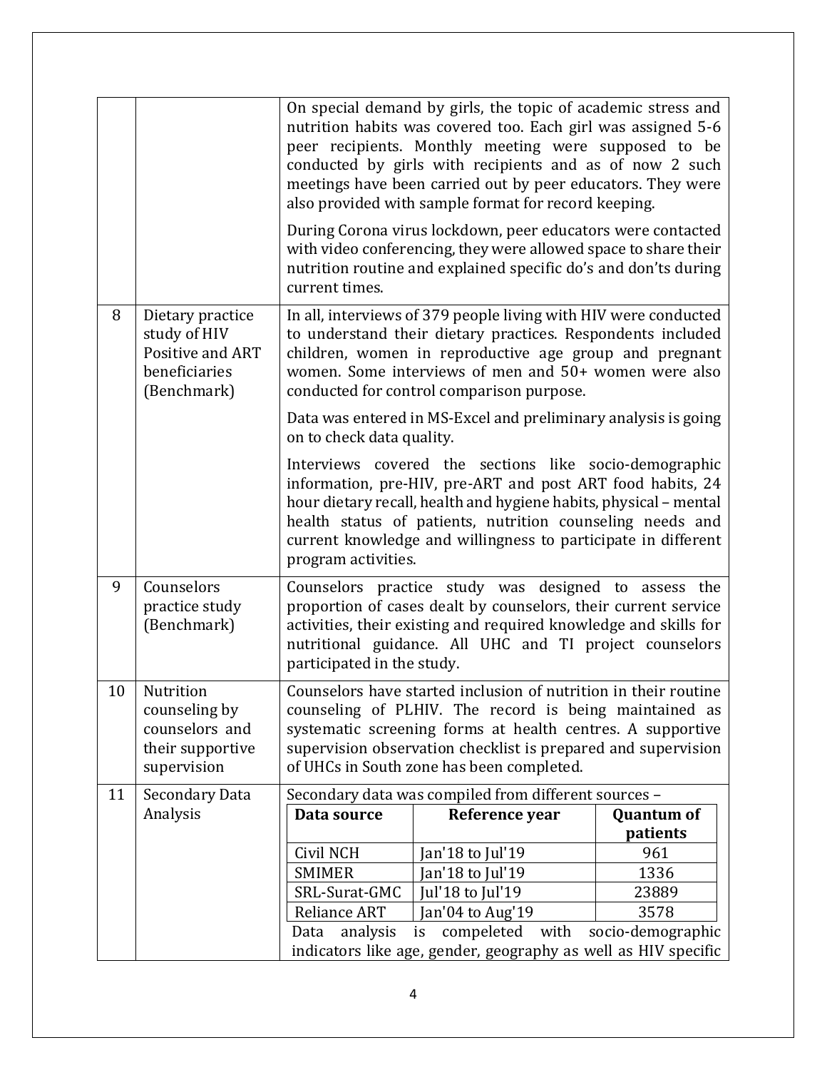| | | |
|---|---|---|
| | | On special demand by girls, the topic of academic stress and nutrition habits was covered too. Each girl was assigned 5-6 peer recipients. Monthly meeting were supposed to be conducted by girls with recipients and as of now 2 such meetings have been carried out by peer educators. They were also provided with sample format for record keeping.<br><br>During Corona virus lockdown, peer educators were contacted with video conferencing, they were allowed space to share their nutrition routine and explained specific do's and don'ts during current times. |
| 8 | Dietary practice study of HIV Positive and ART beneficiaries (Benchmark) | In all, interviews of 379 people living with HIV were conducted to understand their dietary practices. Respondents included children, women in reproductive age group and pregnant women. Some interviews of men and 50+ women were also conducted for control comparison purpose.<br><br>Data was entered in MS-Excel and preliminary analysis is going on to check data quality.<br><br>Interviews covered the sections like socio-demographic information, pre-HIV, pre-ART and post ART food habits, 24 hour dietary recall, health and hygiene habits, physical – mental health status of patients, nutrition counseling needs and current knowledge and willingness to participate in different program activities. |
| 9 | Counselors practice study (Benchmark) | Counselors practice study was designed to assess the proportion of cases dealt by counselors, their current service activities, their existing and required knowledge and skills for nutritional guidance. All UHC and TI project counselors participated in the study. |
| 10 | Nutrition counseling by counselors and their supportive supervision | Counselors have started inclusion of nutrition in their routine counseling of PLHIV. The record is being maintained as systematic screening forms at health centres. A supportive supervision observation checklist is prepared and supervision of UHCs in South zone has been completed. |
| 11 | Secondary Data Analysis | Secondary data was compiled from different sources –<br><br>**Data source** / **Reference year** / **Quantum of patients**<br>Civil NCH / Jan'18 to Jul'19 / 961<br>SMIMER / Jan'18 to Jul'19 / 1336<br>SRL-Surat-GMC / Jul'18 to Jul'19 / 23889<br>Reliance ART / Jan'04 to Aug'19 / 3578<br><br>Data analysis is compeleted with socio-demographic indicators like age, gender, geography as well as HIV specific |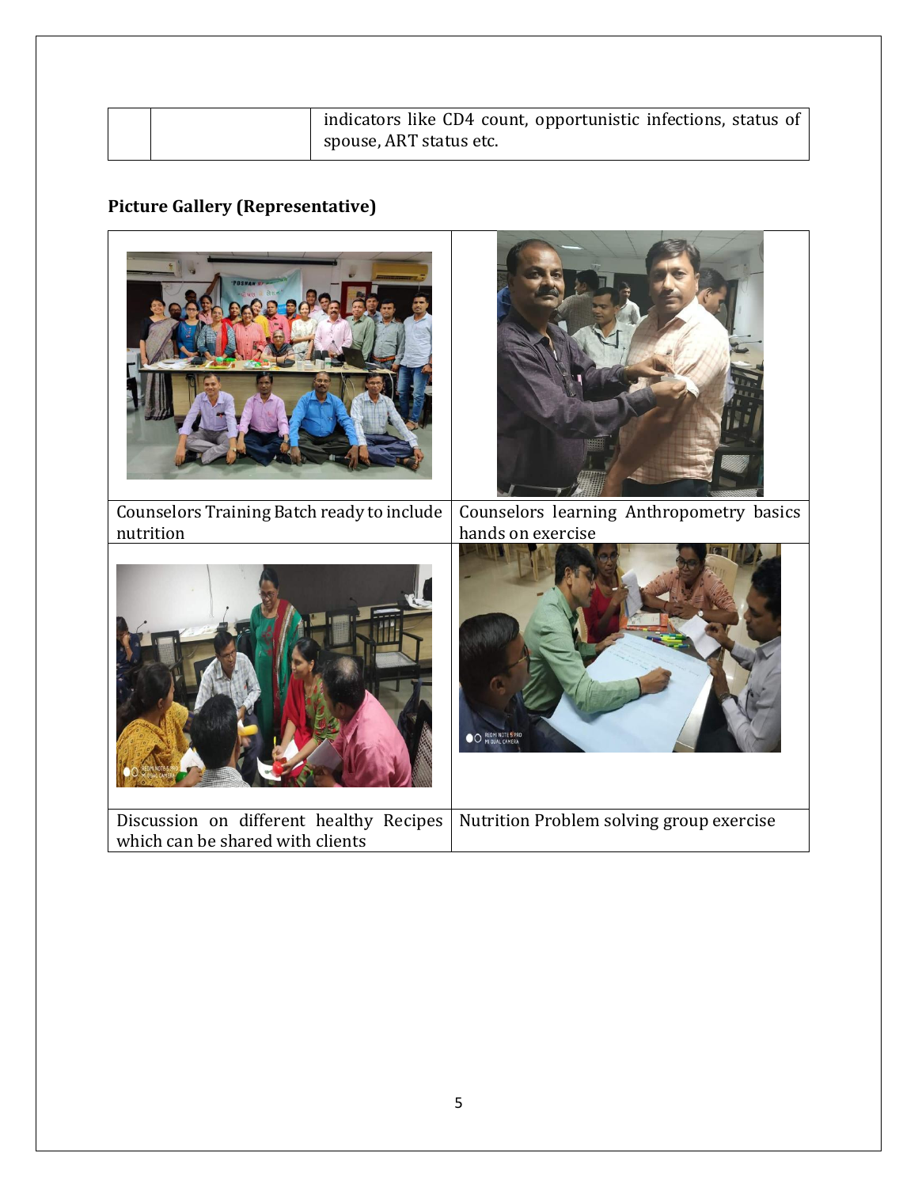| | | indicators like CD4 count, opportunistic infections, status of spouse, ART status etc. |
|---|---|---|

**Picture Gallery (Representative)**

| | |
|---|---|
| Counselors Training Batch ready to include nutrition | Counselors learning Anthropometry basics hands on exercise |
| Discussion on different healthy Recipes which can be shared with clients | Nutrition Problem solving group exercise |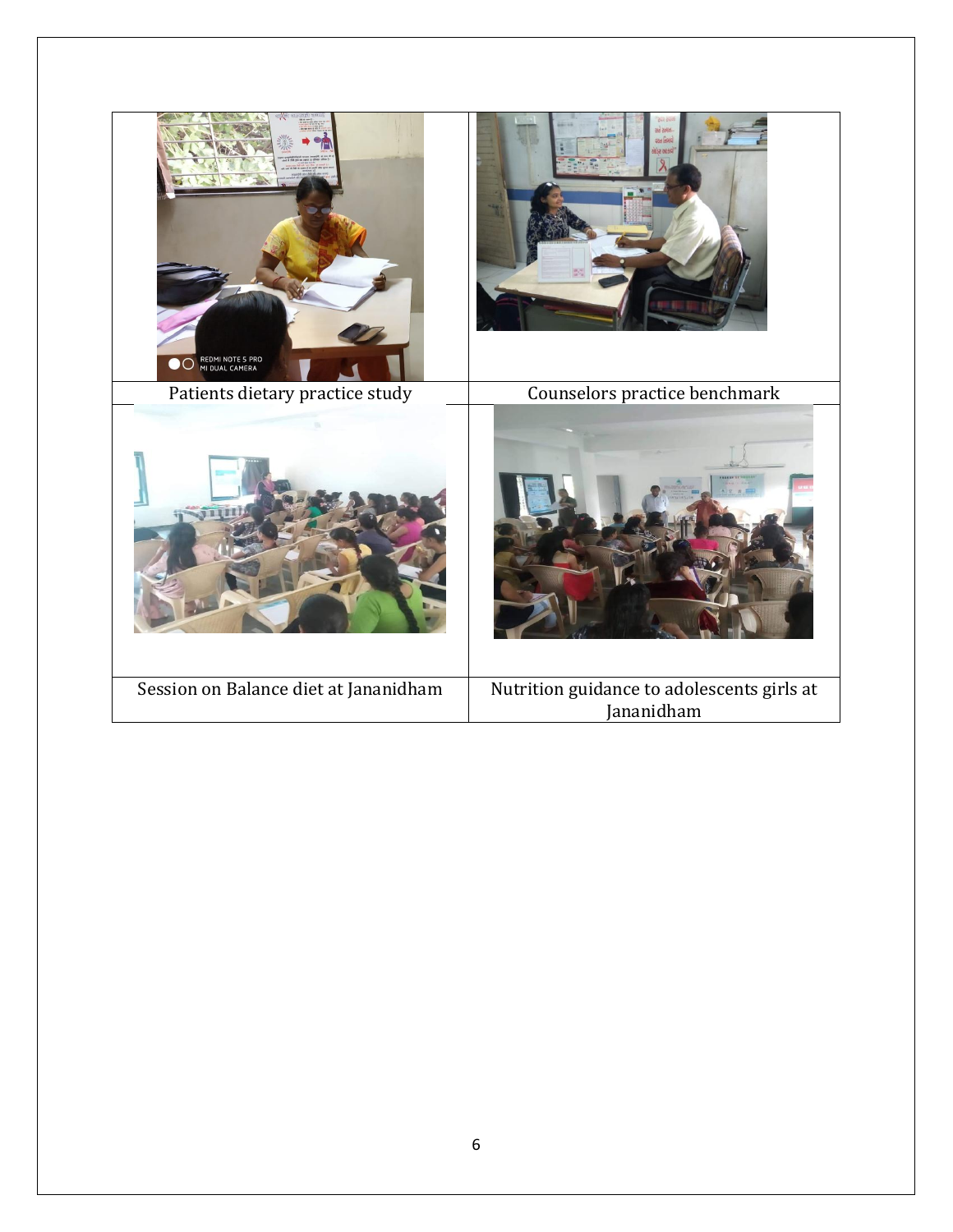| | |
|---|---|
| Patients dietary practice study | Counselors practice benchmark |
| Session on Balance diet at Jananidham | Nutrition guidance to adolescents girls at Jananidham |